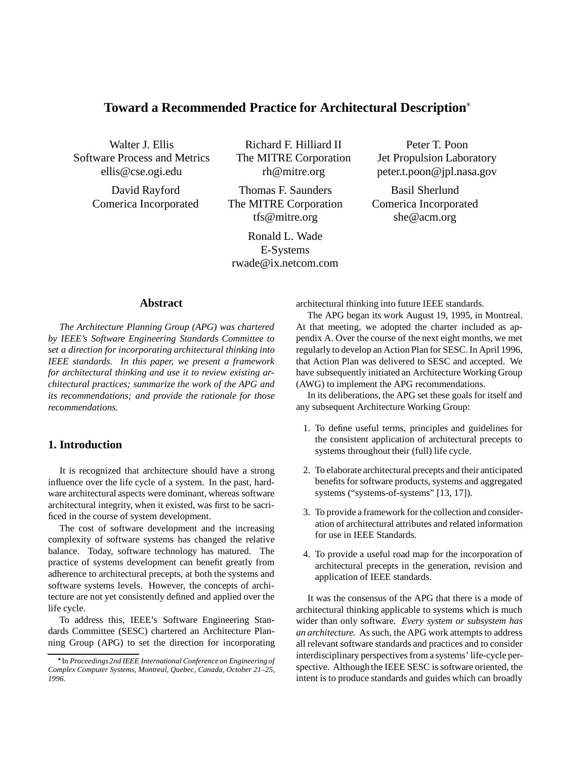# Toward a Recommended Practice for Architectural Description*

Walter J. Ellis
Software Process and Metrics
ellis@cse.ogi.edu

Richard F. Hilliard II
The MITRE Corporation
rh@mitre.org

Peter T. Poon
Jet Propulsion Laboratory
peter.t.poon@jpl.nasa.gov

David Rayford
Comerica Incorporated

Thomas F. Saunders
The MITRE Corporation
tfs@mitre.org

Basil Sherlund
Comerica Incorporated
she@acm.org

Ronald L. Wade
E-Systems
rwade@ix.netcom.com

## Abstract

*The Architecture Planning Group (APG) was chartered by IEEE's Software Engineering Standards Committee to set a direction for incorporating architectural thinking into IEEE standards. In this paper, we present a framework for architectural thinking and use it to review existing architectural practices; summarize the work of the APG and its recommendations; and provide the rationale for those recommendations.*

## 1. Introduction

It is recognized that architecture should have a strong influence over the life cycle of a system. In the past, hardware architectural aspects were dominant, whereas software architectural integrity, when it existed, was first to be sacrificed in the course of system development.

The cost of software development and the increasing complexity of software systems has changed the relative balance. Today, software technology has matured. The practice of systems development can benefit greatly from adherence to architectural precepts, at both the systems and software systems levels. However, the concepts of architecture are not yet consistently defined and applied over the life cycle.

To address this, IEEE's Software Engineering Standards Committee (SESC) chartered an Architecture Planning Group (APG) to set the direction for incorporating architectural thinking into future IEEE standards.

The APG began its work August 19, 1995, in Montreal. At that meeting, we adopted the charter included as appendix A. Over the course of the next eight months, we met regularly to develop an Action Plan for SESC. In April 1996, that Action Plan was delivered to SESC and accepted. We have subsequently initiated an Architecture Working Group (AWG) to implement the APG recommendations.

In its deliberations, the APG set these goals for itself and any subsequent Architecture Working Group:

1. To define useful terms, principles and guidelines for the consistent application of architectural precepts to systems throughout their (full) life cycle.
2. To elaborate architectural precepts and their anticipated benefits for software products, systems and aggregated systems ("systems-of-systems" [13, 17]).
3. To provide a framework for the collection and consideration of architectural attributes and related information for use in IEEE Standards.
4. To provide a useful road map for the incorporation of architectural precepts in the generation, revision and application of IEEE standards.

It was the consensus of the APG that there is a mode of architectural thinking applicable to systems which is much wider than only software. *Every system or subsystem has an architecture.* As such, the APG work attempts to address all relevant software standards and practices and to consider interdisciplinary perspectives from a systems' life-cycle perspective. Although the IEEE SESC is software oriented, the intent is to produce standards and guides which can broadly

*In *Proceedings 2nd IEEE International Conference on Engineering of Complex Computer Systems, Montreal, Quebec, Canada, October 21–25, 1996.*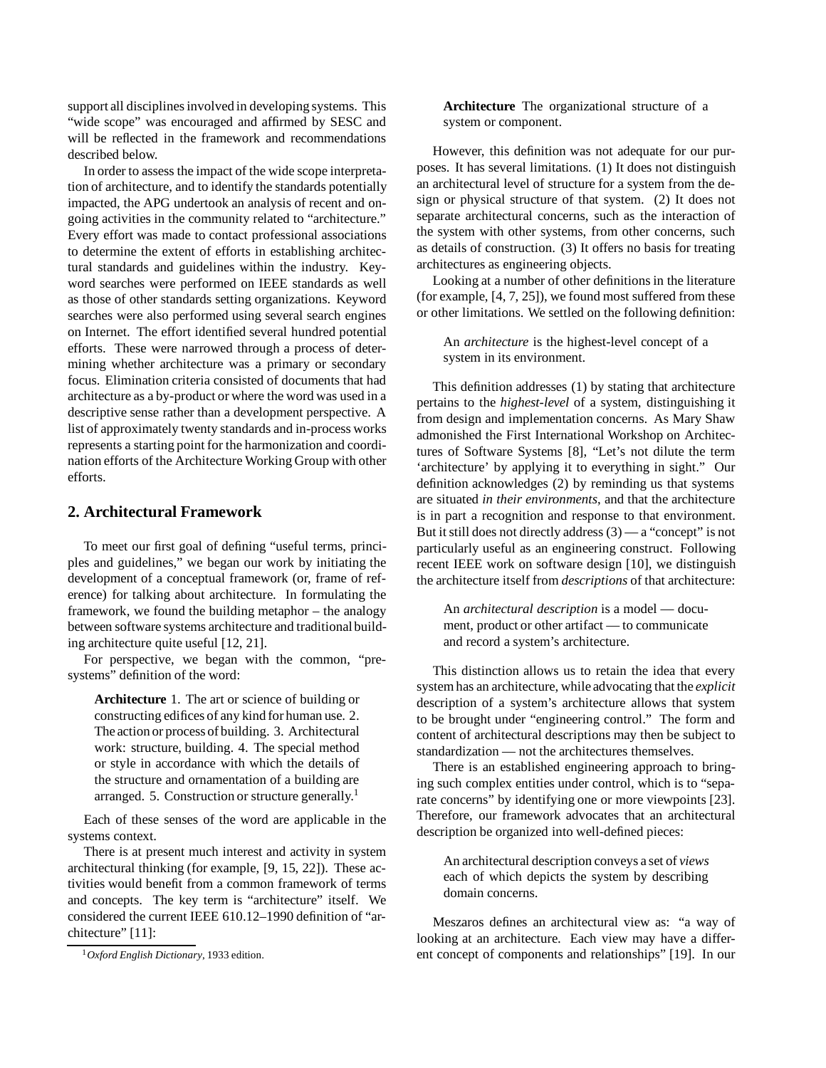support all disciplines involved in developing systems. This "wide scope" was encouraged and affirmed by SESC and will be reflected in the framework and recommendations described below.

In order to assess the impact of the wide scope interpretation of architecture, and to identify the standards potentially impacted, the APG undertook an analysis of recent and ongoing activities in the community related to "architecture." Every effort was made to contact professional associations to determine the extent of efforts in establishing architectural standards and guidelines within the industry. Keyword searches were performed on IEEE standards as well as those of other standards setting organizations. Keyword searches were also performed using several search engines on Internet. The effort identified several hundred potential efforts. These were narrowed through a process of determining whether architecture was a primary or secondary focus. Elimination criteria consisted of documents that had architecture as a by-product or where the word was used in a descriptive sense rather than a development perspective. A list of approximately twenty standards and in-process works represents a starting point for the harmonization and coordination efforts of the Architecture Working Group with other efforts.

## 2. Architectural Framework

To meet our first goal of defining "useful terms, principles and guidelines," we began our work by initiating the development of a conceptual framework (or, frame of reference) for talking about architecture. In formulating the framework, we found the building metaphor – the analogy between software systems architecture and traditional building architecture quite useful [12, 21].

For perspective, we began with the common, "pre-systems" definition of the word:

> **Architecture** 1. The art or science of building or constructing edifices of any kind for human use. 2. The action or process of building. 3. Architectural work: structure, building. 4. The special method or style in accordance with which the details of the structure and ornamentation of a building are arranged. 5. Construction or structure generally.[1]

Each of these senses of the word are applicable in the systems context.

There is at present much interest and activity in system architectural thinking (for example, [9, 15, 22]). These activities would benefit from a common framework of terms and concepts. The key term is "architecture" itself. We considered the current IEEE 610.12–1990 definition of "architecture" [11]:

> **Architecture** The organizational structure of a system or component.

However, this definition was not adequate for our purposes. It has several limitations. (1) It does not distinguish an architectural level of structure for a system from the design or physical structure of that system. (2) It does not separate architectural concerns, such as the interaction of the system with other systems, from other concerns, such as details of construction. (3) It offers no basis for treating architectures as engineering objects.

Looking at a number of other definitions in the literature (for example, [4, 7, 25]), we found most suffered from these or other limitations. We settled on the following definition:

> An *architecture* is the highest-level concept of a system in its environment.

This definition addresses (1) by stating that architecture pertains to the *highest-level* of a system, distinguishing it from design and implementation concerns. As Mary Shaw admonished the First International Workshop on Architectures of Software Systems [8], "Let's not dilute the term 'architecture' by applying it to everything in sight." Our definition acknowledges (2) by reminding us that systems are situated *in their environments*, and that the architecture is in part a recognition and response to that environment. But it still does not directly address (3) — a "concept" is not particularly useful as an engineering construct. Following recent IEEE work on software design [10], we distinguish the architecture itself from *descriptions* of that architecture:

> An *architectural description* is a model — document, product or other artifact — to communicate and record a system's architecture.

This distinction allows us to retain the idea that every system has an architecture, while advocating that the *explicit* description of a system's architecture allows that system to be brought under "engineering control." The form and content of architectural descriptions may then be subject to standardization — not the architectures themselves.

There is an established engineering approach to bringing such complex entities under control, which is to "separate concerns" by identifying one or more viewpoints [23]. Therefore, our framework advocates that an architectural description be organized into well-defined pieces:

> An architectural description conveys a set of *views* each of which depicts the system by describing domain concerns.

Meszaros defines an architectural view as: "a way of looking at an architecture. Each view may have a different concept of components and relationships" [19]. In our

[1] *Oxford English Dictionary*, 1933 edition.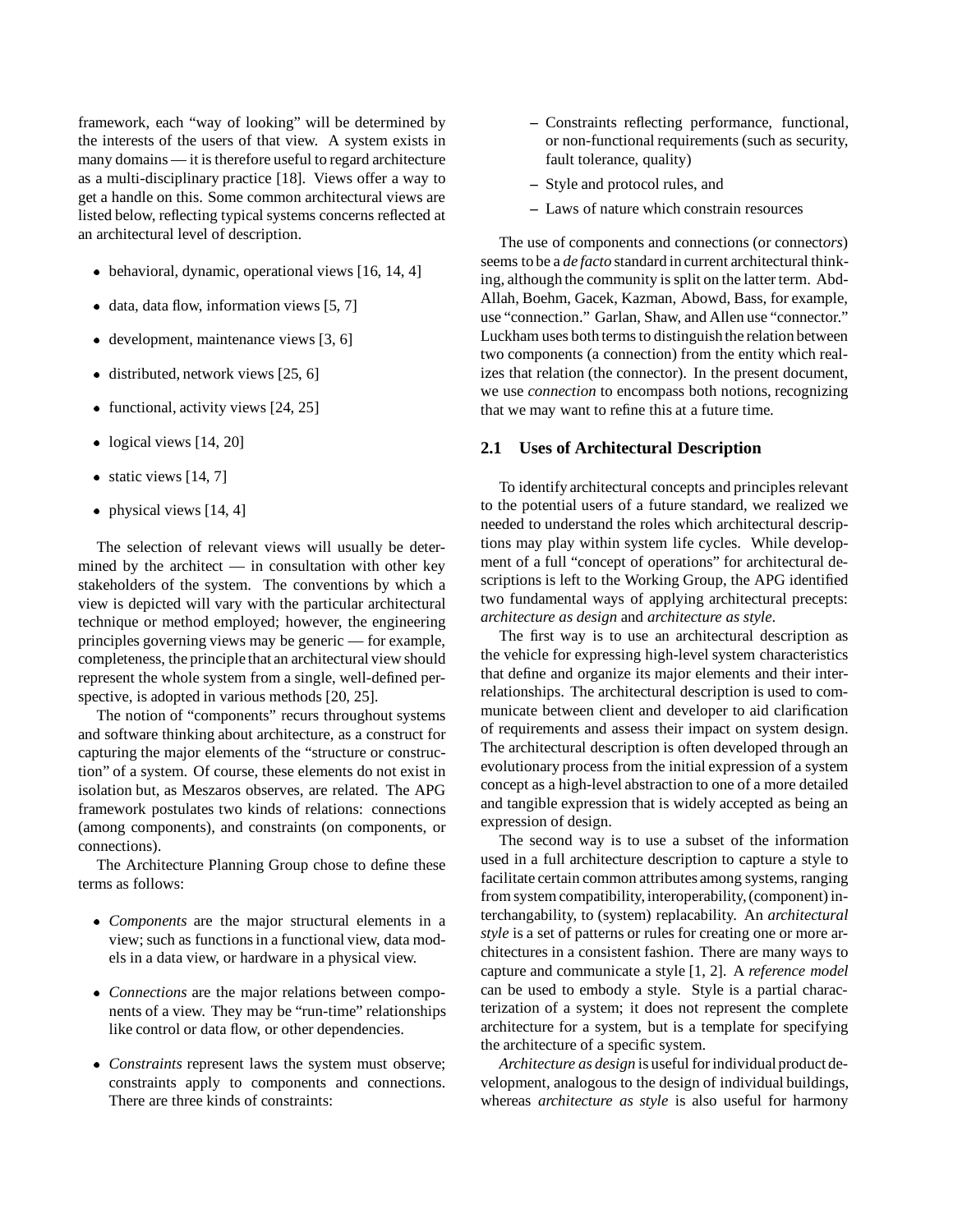framework, each "way of looking" will be determined by the interests of the users of that view. A system exists in many domains — it is therefore useful to regard architecture as a multi-disciplinary practice [18]. Views offer a way to get a handle on this. Some common architectural views are listed below, reflecting typical systems concerns reflected at an architectural level of description.

- behavioral, dynamic, operational views [16, 14, 4]
- data, data flow, information views [5, 7]
- development, maintenance views [3, 6]
- distributed, network views [25, 6]
- functional, activity views [24, 25]
- logical views [14, 20]
- static views [14, 7]
- physical views [14, 4]

The selection of relevant views will usually be determined by the architect — in consultation with other key stakeholders of the system. The conventions by which a view is depicted will vary with the particular architectural technique or method employed; however, the engineering principles governing views may be generic — for example, completeness, the principle that an architectural view should represent the whole system from a single, well-defined perspective, is adopted in various methods [20, 25].

The notion of "components" recurs throughout systems and software thinking about architecture, as a construct for capturing the major elements of the "structure or construction" of a system. Of course, these elements do not exist in isolation but, as Meszaros observes, are related. The APG framework postulates two kinds of relations: connections (among components), and constraints (on components, or connections).

The Architecture Planning Group chose to define these terms as follows:

- *Components* are the major structural elements in a view; such as functions in a functional view, data models in a data view, or hardware in a physical view.
- *Connections* are the major relations between components of a view. They may be "run-time" relationships like control or data flow, or other dependencies.
- *Constraints* represent laws the system must observe; constraints apply to components and connections. There are three kinds of constraints:
  - Constraints reflecting performance, functional, or non-functional requirements (such as security, fault tolerance, quality)
  - Style and protocol rules, and
  - Laws of nature which constrain resources

The use of components and connections (or connect*ors*) seems to be a *de facto* standard in current architectural thinking, although the community is split on the latter term. Abd-Allah, Boehm, Gacek, Kazman, Abowd, Bass, for example, use "connection." Garlan, Shaw, and Allen use "connector." Luckham uses both terms to distinguish the relation between two components (a connection) from the entity which realizes that relation (the connector). In the present document, we use *connection* to encompass both notions, recognizing that we may want to refine this at a future time.

## 2.1 Uses of Architectural Description

To identify architectural concepts and principles relevant to the potential users of a future standard, we realized we needed to understand the roles which architectural descriptions may play within system life cycles. While development of a full "concept of operations" for architectural descriptions is left to the Working Group, the APG identified two fundamental ways of applying architectural precepts: *architecture as design* and *architecture as style*.

The first way is to use an architectural description as the vehicle for expressing high-level system characteristics that define and organize its major elements and their interrelationships. The architectural description is used to communicate between client and developer to aid clarification of requirements and assess their impact on system design. The architectural description is often developed through an evolutionary process from the initial expression of a system concept as a high-level abstraction to one of a more detailed and tangible expression that is widely accepted as being an expression of design.

The second way is to use a subset of the information used in a full architecture description to capture a style to facilitate certain common attributes among systems, ranging from system compatibility, interoperability, (component) interchangability, to (system) replacability. An *architectural style* is a set of patterns or rules for creating one or more architectures in a consistent fashion. There are many ways to capture and communicate a style [1, 2]. A *reference model* can be used to embody a style. Style is a partial characterization of a system; it does not represent the complete architecture for a system, but is a template for specifying the architecture of a specific system.

*Architecture as design* is useful for individual product development, analogous to the design of individual buildings, whereas *architecture as style* is also useful for harmony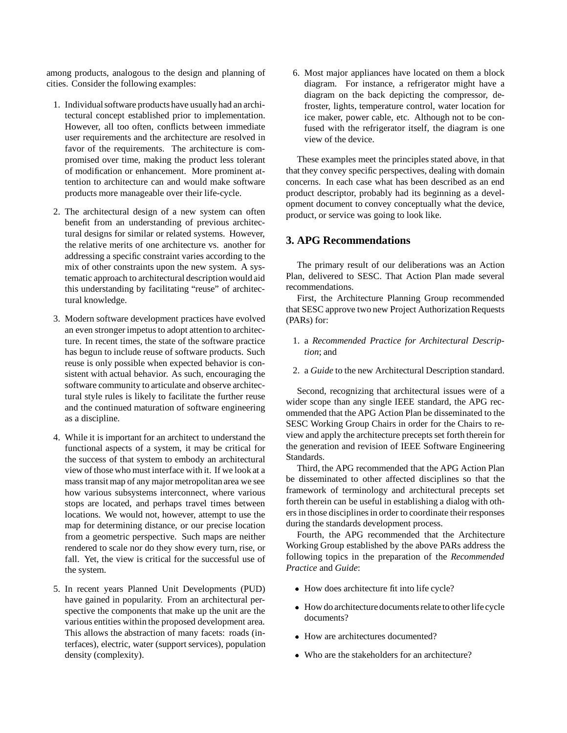among products, analogous to the design and planning of cities. Consider the following examples:

1. Individual software products have usually had an architectural concept established prior to implementation. However, all too often, conflicts between immediate user requirements and the architecture are resolved in favor of the requirements. The architecture is compromised over time, making the product less tolerant of modification or enhancement. More prominent attention to architecture can and would make software products more manageable over their life-cycle.

2. The architectural design of a new system can often benefit from an understanding of previous architectural designs for similar or related systems. However, the relative merits of one architecture vs. another for addressing a specific constraint varies according to the mix of other constraints upon the new system. A systematic approach to architectural description would aid this understanding by facilitating "reuse" of architectural knowledge.

3. Modern software development practices have evolved an even stronger impetus to adopt attention to architecture. In recent times, the state of the software practice has begun to include reuse of software products. Such reuse is only possible when expected behavior is consistent with actual behavior. As such, encouraging the software community to articulate and observe architectural style rules is likely to facilitate the further reuse and the continued maturation of software engineering as a discipline.

4. While it is important for an architect to understand the functional aspects of a system, it may be critical for the success of that system to embody an architectural view of those who must interface with it. If we look at a mass transit map of any major metropolitan area we see how various subsystems interconnect, where various stops are located, and perhaps travel times between locations. We would not, however, attempt to use the map for determining distance, or our precise location from a geometric perspective. Such maps are neither rendered to scale nor do they show every turn, rise, or fall. Yet, the view is critical for the successful use of the system.

5. In recent years Planned Unit Developments (PUD) have gained in popularity. From an architectural perspective the components that make up the unit are the various entities within the proposed development area. This allows the abstraction of many facets: roads (interfaces), electric, water (support services), population density (complexity).

6. Most major appliances have located on them a block diagram. For instance, a refrigerator might have a diagram on the back depicting the compressor, defroster, lights, temperature control, water location for ice maker, power cable, etc. Although not to be confused with the refrigerator itself, the diagram is one view of the device.

These examples meet the principles stated above, in that that they convey specific perspectives, dealing with domain concerns. In each case what has been described as an end product descriptor, probably had its beginning as a development document to convey conceptually what the device, product, or service was going to look like.

## 3. APG Recommendations

The primary result of our deliberations was an Action Plan, delivered to SESC. That Action Plan made several recommendations.

First, the Architecture Planning Group recommended that SESC approve two new Project Authorization Requests (PARs) for:

1. a *Recommended Practice for Architectural Description*; and
2. a *Guide* to the new Architectural Description standard.

Second, recognizing that architectural issues were of a wider scope than any single IEEE standard, the APG recommended that the APG Action Plan be disseminated to the SESC Working Group Chairs in order for the Chairs to review and apply the architecture precepts set forth therein for the generation and revision of IEEE Software Engineering Standards.

Third, the APG recommended that the APG Action Plan be disseminated to other affected disciplines so that the framework of terminology and architectural precepts set forth therein can be useful in establishing a dialog with others in those disciplines in order to coordinate their responses during the standards development process.

Fourth, the APG recommended that the Architecture Working Group established by the above PARs address the following topics in the preparation of the *Recommended Practice* and *Guide*:

- How does architecture fit into life cycle?
- How do architecture documents relate to other life cycle documents?
- How are architectures documented?
- Who are the stakeholders for an architecture?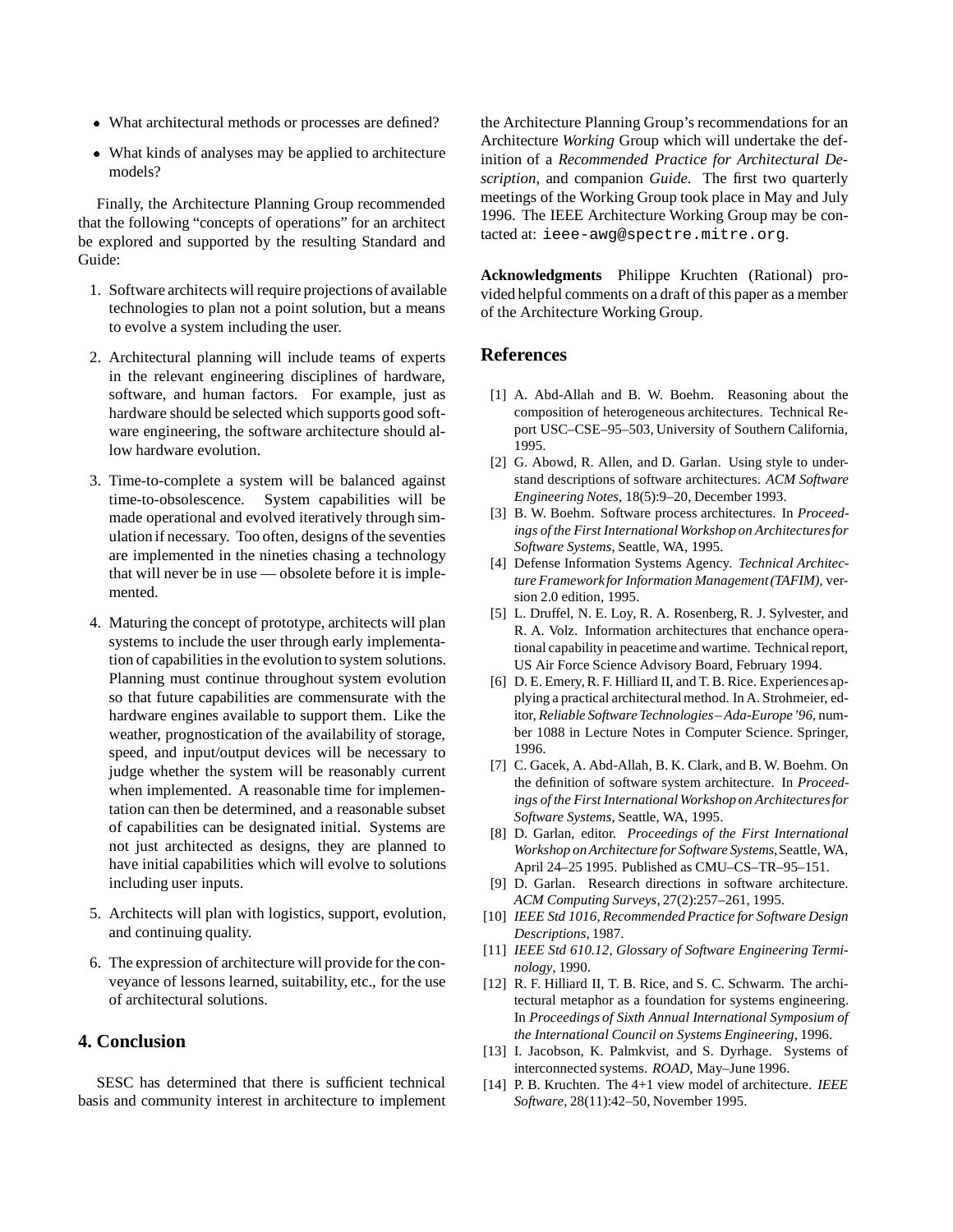- What architectural methods or processes are defined?
- What kinds of analyses may be applied to architecture models?

Finally, the Architecture Planning Group recommended that the following "concepts of operations" for an architect be explored and supported by the resulting Standard and Guide:

1. Software architects will require projections of available technologies to plan not a point solution, but a means to evolve a system including the user.
2. Architectural planning will include teams of experts in the relevant engineering disciplines of hardware, software, and human factors. For example, just as hardware should be selected which supports good software engineering, the software architecture should allow hardware evolution.
3. Time-to-complete a system will be balanced against time-to-obsolescence. System capabilities will be made operational and evolved iteratively through simulation if necessary. Too often, designs of the seventies are implemented in the nineties chasing a technology that will never be in use — obsolete before it is implemented.
4. Maturing the concept of prototype, architects will plan systems to include the user through early implementation of capabilities in the evolution to system solutions. Planning must continue throughout system evolution so that future capabilities are commensurate with the hardware engines available to support them. Like the weather, prognostication of the availability of storage, speed, and input/output devices will be necessary to judge whether the system will be reasonably current when implemented. A reasonable time for implementation can then be determined, and a reasonable subset of capabilities can be designated initial. Systems are not just architected as designs, they are planned to have initial capabilities which will evolve to solutions including user inputs.
5. Architects will plan with logistics, support, evolution, and continuing quality.
6. The expression of architecture will provide for the conveyance of lessons learned, suitability, etc., for the use of architectural solutions.

## 4. Conclusion

SESC has determined that there is sufficient technical basis and community interest in architecture to implement the Architecture Planning Group's recommendations for an Architecture *Working* Group which will undertake the definition of a *Recommended Practice for Architectural Description*, and companion *Guide*. The first two quarterly meetings of the Working Group took place in May and July 1996. The IEEE Architecture Working Group may be contacted at: `ieee-awg@spectre.mitre.org`.

**Acknowledgments** Philippe Kruchten (Rational) provided helpful comments on a draft of this paper as a member of the Architecture Working Group.

## References

[1] A. Abd-Allah and B. W. Boehm. Reasoning about the composition of heterogeneous architectures. Technical Report USC–CSE–95–503, University of Southern California, 1995.

[2] G. Abowd, R. Allen, and D. Garlan. Using style to understand descriptions of software architectures. *ACM Software Engineering Notes*, 18(5):9–20, December 1993.

[3] B. W. Boehm. Software process architectures. In *Proceedings of the First International Workshop on Architectures for Software Systems*, Seattle, WA, 1995.

[4] Defense Information Systems Agency. *Technical Architecture Framework for Information Management (TAFIM)*, version 2.0 edition, 1995.

[5] L. Druffel, N. E. Loy, R. A. Rosenberg, R. J. Sylvester, and R. A. Volz. Information architectures that enchance operational capability in peacetime and wartime. Technical report, US Air Force Science Advisory Board, February 1994.

[6] D. E. Emery, R. F. Hilliard II, and T. B. Rice. Experiences applying a practical architectural method. In A. Strohmeier, editor, *Reliable Software Technologies – Ada-Europe '96*, number 1088 in Lecture Notes in Computer Science. Springer, 1996.

[7] C. Gacek, A. Abd-Allah, B. K. Clark, and B. W. Boehm. On the definition of software system architecture. In *Proceedings of the First International Workshop on Architectures for Software Systems*, Seattle, WA, 1995.

[8] D. Garlan, editor. *Proceedings of the First International Workshop on Architecture for Software Systems*, Seattle, WA, April 24–25 1995. Published as CMU–CS–TR–95–151.

[9] D. Garlan. Research directions in software architecture. *ACM Computing Surveys*, 27(2):257–261, 1995.

[10] *IEEE Std 1016, Recommended Practice for Software Design Descriptions*, 1987.

[11] *IEEE Std 610.12, Glossary of Software Engineering Terminology*, 1990.

[12] R. F. Hilliard II, T. B. Rice, and S. C. Schwarm. The architectural metaphor as a foundation for systems engineering. In *Proceedings of Sixth Annual International Symposium of the International Council on Systems Engineering*, 1996.

[13] I. Jacobson, K. Palmkvist, and S. Dyrhage. Systems of interconnected systems. *ROAD*, May–June 1996.

[14] P. B. Kruchten. The 4+1 view model of architecture. *IEEE Software*, 28(11):42–50, November 1995.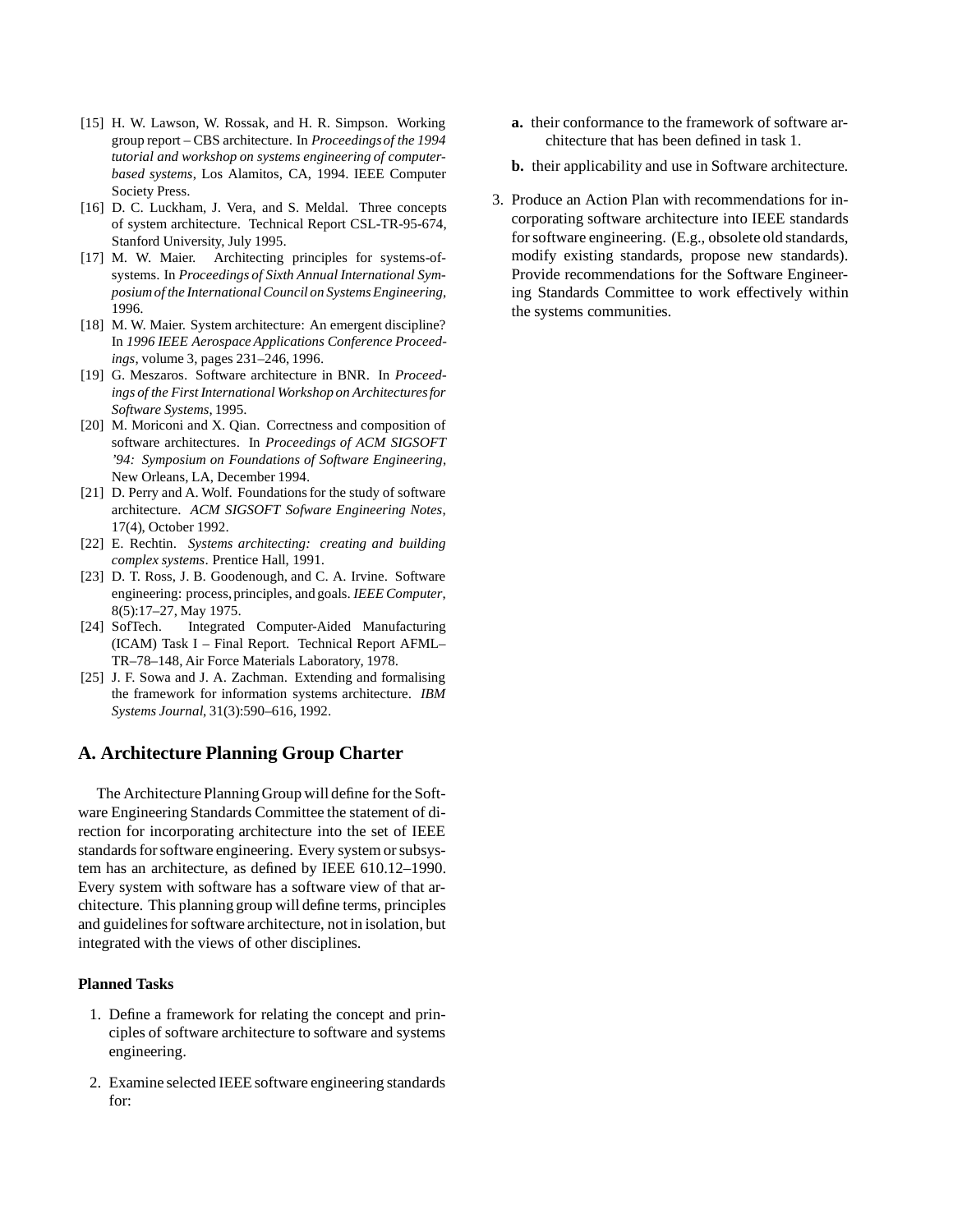[15] H. W. Lawson, W. Rossak, and H. R. Simpson. Working group report – CBS architecture. In *Proceedings of the 1994 tutorial and workshop on systems engineering of computer-based systems*, Los Alamitos, CA, 1994. IEEE Computer Society Press.

[16] D. C. Luckham, J. Vera, and S. Meldal. Three concepts of system architecture. Technical Report CSL-TR-95-674, Stanford University, July 1995.

[17] M. W. Maier. Architecting principles for systems-of-systems. In *Proceedings of Sixth Annual International Symposium of the International Council on Systems Engineering*, 1996.

[18] M. W. Maier. System architecture: An emergent discipline? In *1996 IEEE Aerospace Applications Conference Proceedings*, volume 3, pages 231–246, 1996.

[19] G. Meszaros. Software architecture in BNR. In *Proceedings of the First International Workshop on Architectures for Software Systems*, 1995.

[20] M. Moriconi and X. Qian. Correctness and composition of software architectures. In *Proceedings of ACM SIGSOFT '94: Symposium on Foundations of Software Engineering*, New Orleans, LA, December 1994.

[21] D. Perry and A. Wolf. Foundations for the study of software architecture. *ACM SIGSOFT Sofware Engineering Notes*, 17(4), October 1992.

[22] E. Rechtin. *Systems architecting: creating and building complex systems*. Prentice Hall, 1991.

[23] D. T. Ross, J. B. Goodenough, and C. A. Irvine. Software engineering: process, principles, and goals. *IEEE Computer*, 8(5):17–27, May 1975.

[24] SofTech. Integrated Computer-Aided Manufacturing (ICAM) Task I – Final Report. Technical Report AFML–TR–78–148, Air Force Materials Laboratory, 1978.

[25] J. F. Sowa and J. A. Zachman. Extending and formalising the framework for information systems architecture. *IBM Systems Journal*, 31(3):590–616, 1992.

## A. Architecture Planning Group Charter

The Architecture Planning Group will define for the Software Engineering Standards Committee the statement of direction for incorporating architecture into the set of IEEE standards for software engineering. Every system or subsystem has an architecture, as defined by IEEE 610.12–1990. Every system with software has a software view of that architecture. This planning group will define terms, principles and guidelines for software architecture, not in isolation, but integrated with the views of other disciplines.

#### Planned Tasks

1. Define a framework for relating the concept and principles of software architecture to software and systems engineering.
2. Examine selected IEEE software engineering standards for:

   **a.** their conformance to the framework of software architecture that has been defined in task 1.

   **b.** their applicability and use in Software architecture.
3. Produce an Action Plan with recommendations for incorporating software architecture into IEEE standards for software engineering. (E.g., obsolete old standards, modify existing standards, propose new standards). Provide recommendations for the Software Engineering Standards Committee to work effectively within the systems communities.